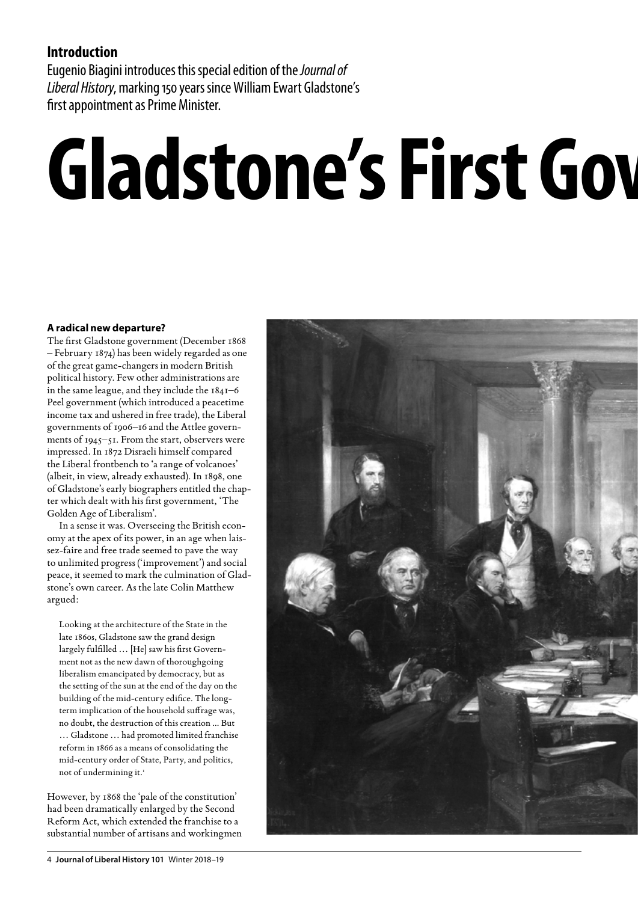## Introduction

Eugenio Biagini introduces this special edition of the *Journal of Liberal History*, marking 150 years since William Ewart Gladstone's first appointment as Prime Minister.

# Gladstone's First Gov

### A radical new departure?

The first Gladstone government (December 1868 – February 1874) has been widely regarded as one of the great game-changers in modern British political history. Few other administrations are in the same league, and they include the 1841–6 Peel government (which introduced a peacetime income tax and ushered in free trade), the Liberal governments of 1906–16 and the Attlee governments of 1945–51. From the start, observers were impressed. In 1872 Disraeli himself compared the Liberal frontbench to 'a range of volcanoes' (albeit, in view, already exhausted). In 1898, one of Gladstone's early biographers entitled the chapter which dealt with his first government, 'The Golden Age of Liberalism'.

In a sense it was. Overseeing the British economy at the apex of its power, in an age when laissez-faire and free trade seemed to pave the way to unlimited progress ('improvement') and social peace, it seemed to mark the culmination of Gladstone's own career. As the late Colin Matthew argued:

> Looking at the architecture of the State in the late 1860s, Gladstone saw the grand design largely fulfilled … [He] saw his first Government not as the new dawn of thoroughgoing liberalism emancipated by democracy, but as the setting of the sun at the end of the day on the building of the mid-century edifice. The long-term implication of the household suffrage was, no doubt, the destruction of this creation … But … Gladstone … had promoted limited franchise reform in 1866 as a means of consolidating the mid-century order of State, Party, and politics, not of undermining it.[1]

However, by 1868 the 'pale of the constitution' had been dramatically enlarged by the Second Reform Act, which extended the franchise to a substantial number of artisans and workingmen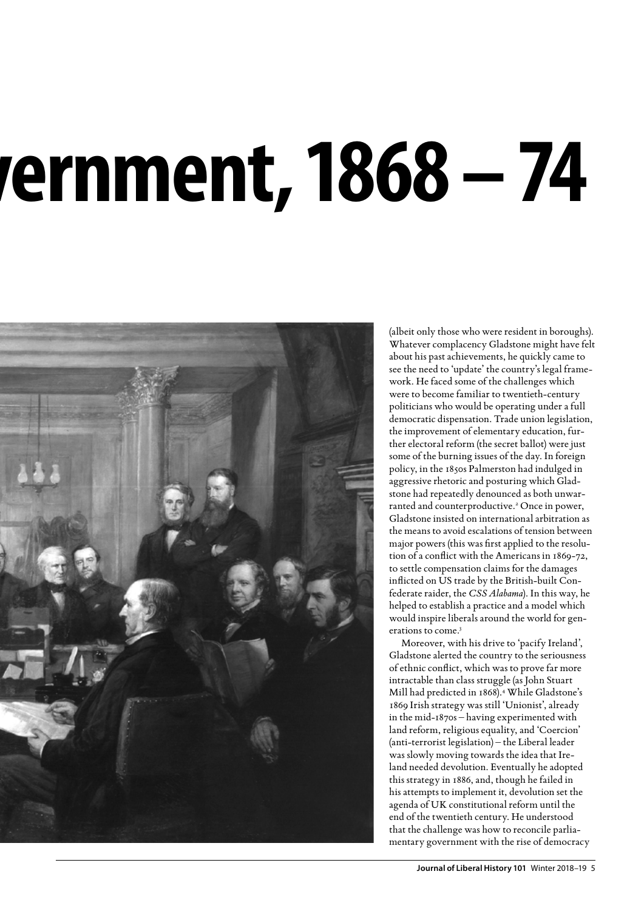# vernment, 1868 – 74

(albeit only those who were resident in boroughs). Whatever complacency Gladstone might have felt about his past achievements, he quickly came to see the need to 'update' the country's legal framework. He faced some of the challenges which were to become familiar to twentieth-century politicians who would be operating under a full democratic dispensation. Trade union legislation, the improvement of elementary education, further electoral reform (the secret ballot) were just some of the burning issues of the day. In foreign policy, in the 1850s Palmerston had indulged in aggressive rhetoric and posturing which Gladstone had repeatedly denounced as both unwarranted and counterproductive.[2] Once in power, Gladstone insisted on international arbitration as the means to avoid escalations of tension between major powers (this was first applied to the resolution of a conflict with the Americans in 1869–72, to settle compensation claims for the damages inflicted on US trade by the British-built Confederate raider, the *CSS Alabama*). In this way, he helped to establish a practice and a model which would inspire liberals around the world for generations to come.[3]

Moreover, with his drive to 'pacify Ireland', Gladstone alerted the country to the seriousness of ethnic conflict, which was to prove far more intractable than class struggle (as John Stuart Mill had predicted in 1868).[4] While Gladstone's 1869 Irish strategy was still 'Unionist', already in the mid-1870s – having experimented with land reform, religious equality, and 'Coercion' (anti-terrorist legislation) – the Liberal leader was slowly moving towards the idea that Ireland needed devolution. Eventually he adopted this strategy in 1886, and, though he failed in his attempts to implement it, devolution set the agenda of UK constitutional reform until the end of the twentieth century. He understood that the challenge was how to reconcile parliamentary government with the rise of democracy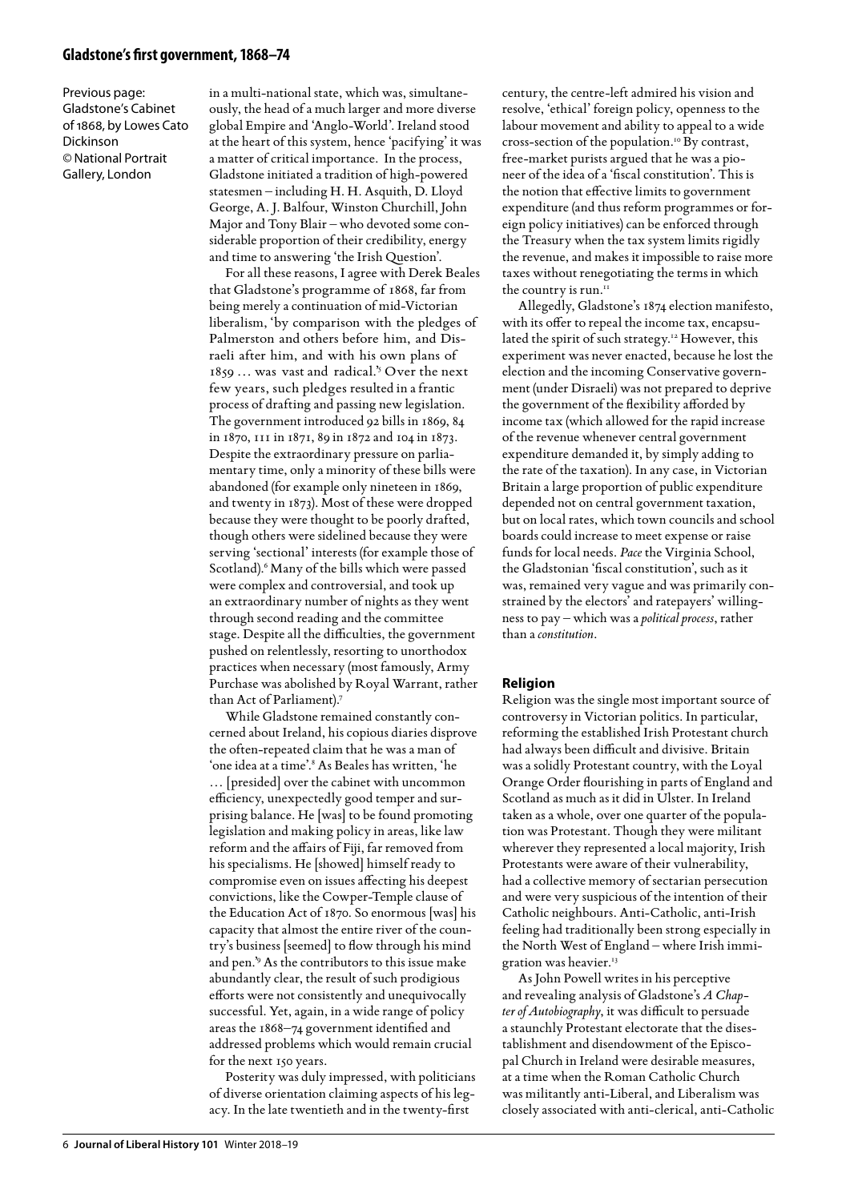Previous page: Gladstone's Cabinet of 1868, by Lowes Cato Dickinson © National Portrait Gallery, London

in a multi-national state, which was, simultaneously, the head of a much larger and more diverse global Empire and 'Anglo-World'. Ireland stood at the heart of this system, hence 'pacifying' it was a matter of critical importance. In the process, Gladstone initiated a tradition of high-powered statesmen – including H. H. Asquith, D. Lloyd George, A. J. Balfour, Winston Churchill, John Major and Tony Blair – who devoted some considerable proportion of their credibility, energy and time to answering 'the Irish Question'.

For all these reasons, I agree with Derek Beales that Gladstone's programme of 1868, far from being merely a continuation of mid-Victorian liberalism, 'by comparison with the pledges of Palmerston and others before him, and Disraeli after him, and with his own plans of 1859 … was vast and radical.'[5] Over the next few years, such pledges resulted in a frantic process of drafting and passing new legislation. The government introduced 92 bills in 1869, 84 in 1870, 111 in 1871, 89 in 1872 and 104 in 1873. Despite the extraordinary pressure on parliamentary time, only a minority of these bills were abandoned (for example only nineteen in 1869, and twenty in 1873). Most of these were dropped because they were thought to be poorly drafted, though others were sidelined because they were serving 'sectional' interests (for example those of Scotland).[6] Many of the bills which were passed were complex and controversial, and took up an extraordinary number of nights as they went through second reading and the committee stage. Despite all the difficulties, the government pushed on relentlessly, resorting to unorthodox practices when necessary (most famously, Army Purchase was abolished by Royal Warrant, rather than Act of Parliament).[7]

While Gladstone remained constantly concerned about Ireland, his copious diaries disprove the often-repeated claim that he was a man of 'one idea at a time'.[8] As Beales has written, 'he … [presided] over the cabinet with uncommon efficiency, unexpectedly good temper and surprising balance. He [was] to be found promoting legislation and making policy in areas, like law reform and the affairs of Fiji, far removed from his specialisms. He [showed] himself ready to compromise even on issues affecting his deepest convictions, like the Cowper-Temple clause of the Education Act of 1870. So enormous [was] his capacity that almost the entire river of the country's business [seemed] to flow through his mind and pen.'[9] As the contributors to this issue make abundantly clear, the result of such prodigious efforts were not consistently and unequivocally successful. Yet, again, in a wide range of policy areas the 1868–74 government identified and addressed problems which would remain crucial for the next 150 years.

Posterity was duly impressed, with politicians of diverse orientation claiming aspects of his legacy. In the late twentieth and in the twenty-first century, the centre-left admired his vision and resolve, 'ethical' foreign policy, openness to the labour movement and ability to appeal to a wide cross-section of the population.[10] By contrast, free-market purists argued that he was a pioneer of the idea of a 'fiscal constitution'. This is the notion that effective limits to government expenditure (and thus reform programmes or foreign policy initiatives) can be enforced through the Treasury when the tax system limits rigidly the revenue, and makes it impossible to raise more taxes without renegotiating the terms in which the country is run.[11]

Allegedly, Gladstone's 1874 election manifesto, with its offer to repeal the income tax, encapsulated the spirit of such strategy.[12] However, this experiment was never enacted, because he lost the election and the incoming Conservative government (under Disraeli) was not prepared to deprive the government of the flexibility afforded by income tax (which allowed for the rapid increase of the revenue whenever central government expenditure demanded it, by simply adding to the rate of the taxation). In any case, in Victorian Britain a large proportion of public expenditure depended not on central government taxation, but on local rates, which town councils and school boards could increase to meet expense or raise funds for local needs. *Pace* the Virginia School, the Gladstonian 'fiscal constitution', such as it was, remained very vague and was primarily constrained by the electors' and ratepayers' willingness to pay – which was a *political process*, rather than a *constitution*.

## Religion

Religion was the single most important source of controversy in Victorian politics. In particular, reforming the established Irish Protestant church had always been difficult and divisive. Britain was a solidly Protestant country, with the Loyal Orange Order flourishing in parts of England and Scotland as much as it did in Ulster. In Ireland taken as a whole, over one quarter of the population was Protestant. Though they were militant wherever they represented a local majority, Irish Protestants were aware of their vulnerability, had a collective memory of sectarian persecution and were very suspicious of the intention of their Catholic neighbours. Anti-Catholic, anti-Irish feeling had traditionally been strong especially in the North West of England – where Irish immigration was heavier.[13]

As John Powell writes in his perceptive and revealing analysis of Gladstone's *A Chapter of Autobiography*, it was difficult to persuade a staunchly Protestant electorate that the disestablishment and disendowment of the Episcopal Church in Ireland were desirable measures, at a time when the Roman Catholic Church was militantly anti-Liberal, and Liberalism was closely associated with anti-clerical, anti-Catholic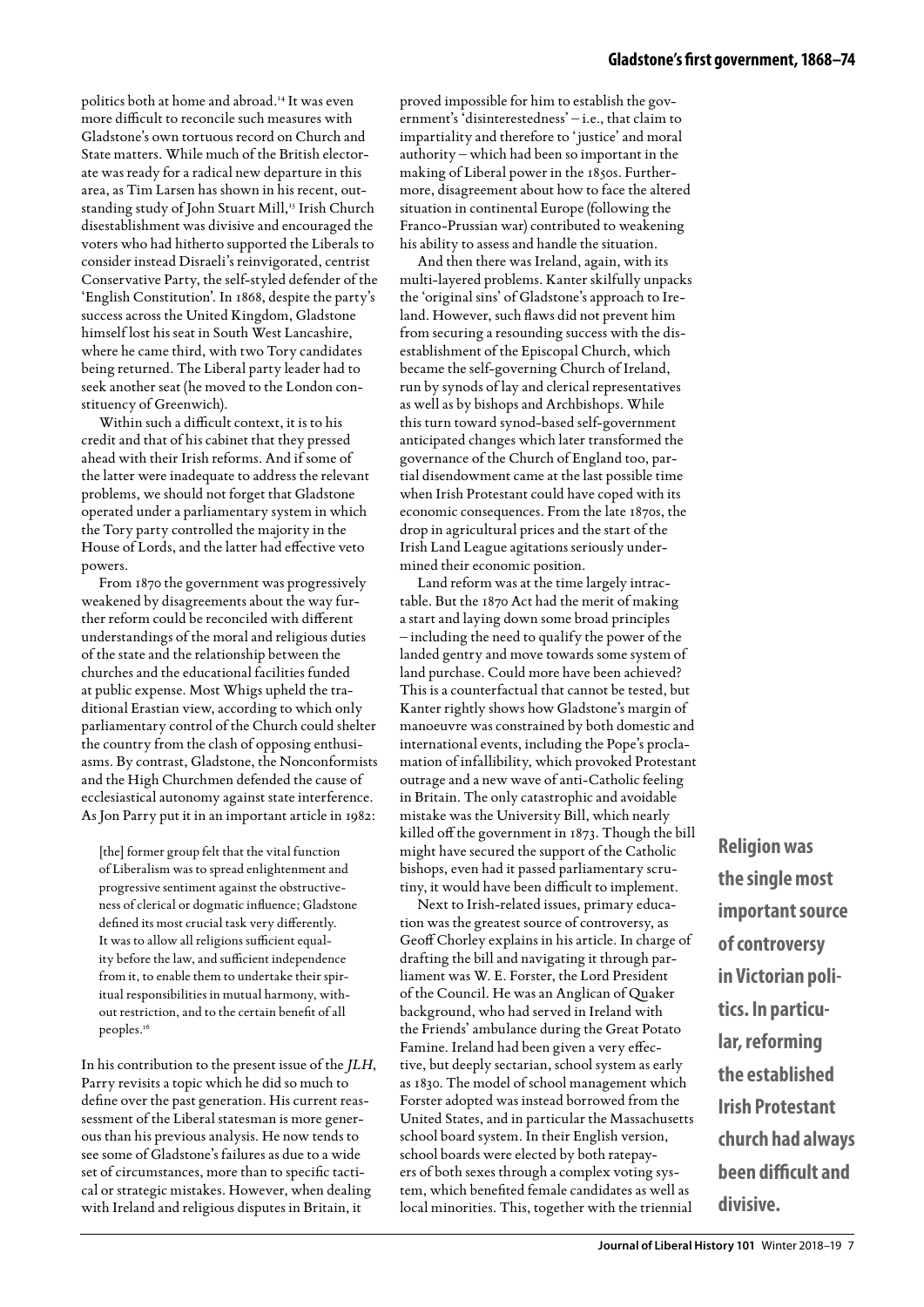politics both at home and abroad.[14] It was even more difficult to reconcile such measures with Gladstone's own tortuous record on Church and State matters. While much of the British electorate was ready for a radical new departure in this area, as Tim Larsen has shown in his recent, outstanding study of John Stuart Mill,[15] Irish Church disestablishment was divisive and encouraged the voters who had hitherto supported the Liberals to consider instead Disraeli's reinvigorated, centrist Conservative Party, the self-styled defender of the 'English Constitution'. In 1868, despite the party's success across the United Kingdom, Gladstone himself lost his seat in South West Lancashire, where he came third, with two Tory candidates being returned. The Liberal party leader had to seek another seat (he moved to the London constituency of Greenwich).

Within such a difficult context, it is to his credit and that of his cabinet that they pressed ahead with their Irish reforms. And if some of the latter were inadequate to address the relevant problems, we should not forget that Gladstone operated under a parliamentary system in which the Tory party controlled the majority in the House of Lords, and the latter had effective veto powers.

From 1870 the government was progressively weakened by disagreements about the way further reform could be reconciled with different understandings of the moral and religious duties of the state and the relationship between the churches and the educational facilities funded at public expense. Most Whigs upheld the traditional Erastian view, according to which only parliamentary control of the Church could shelter the country from the clash of opposing enthusiasms. By contrast, Gladstone, the Nonconformists and the High Churchmen defended the cause of ecclesiastical autonomy against state interference. As Jon Parry put it in an important article in 1982:

> [the] former group felt that the vital function of Liberalism was to spread enlightenment and progressive sentiment against the obstructiveness of clerical or dogmatic influence; Gladstone defined its most crucial task very differently. It was to allow all religions sufficient equality before the law, and sufficient independence from it, to enable them to undertake their spiritual responsibilities in mutual harmony, without restriction, and to the certain benefit of all peoples.[16]

In his contribution to the present issue of the *JLH*, Parry revisits a topic which he did so much to define over the past generation. His current reassessment of the Liberal statesman is more generous than his previous analysis. He now tends to see some of Gladstone's failures as due to a wide set of circumstances, more than to specific tactical or strategic mistakes. However, when dealing with Ireland and religious disputes in Britain, it proved impossible for him to establish the government's 'disinterestedness' – i.e., that claim to impartiality and therefore to 'justice' and moral authority – which had been so important in the making of Liberal power in the 1850s. Furthermore, disagreement about how to face the altered situation in continental Europe (following the Franco-Prussian war) contributed to weakening his ability to assess and handle the situation.

And then there was Ireland, again, with its multi-layered problems. Kanter skilfully unpacks the 'original sins' of Gladstone's approach to Ireland. However, such flaws did not prevent him from securing a resounding success with the disestablishment of the Episcopal Church, which became the self-governing Church of Ireland, run by synods of lay and clerical representatives as well as by bishops and Archbishops. While this turn toward synod-based self-government anticipated changes which later transformed the governance of the Church of England too, partial disendowment came at the last possible time when Irish Protestant could have coped with its economic consequences. From the late 1870s, the drop in agricultural prices and the start of the Irish Land League agitations seriously undermined their economic position.

Land reform was at the time largely intractable. But the 1870 Act had the merit of making a start and laying down some broad principles – including the need to qualify the power of the landed gentry and move towards some system of land purchase. Could more have been achieved? This is a counterfactual that cannot be tested, but Kanter rightly shows how Gladstone's margin of manoeuvre was constrained by both domestic and international events, including the Pope's proclamation of infallibility, which provoked Protestant outrage and a new wave of anti-Catholic feeling in Britain. The only catastrophic and avoidable mistake was the University Bill, which nearly killed off the government in 1873. Though the bill might have secured the support of the Catholic bishops, even had it passed parliamentary scrutiny, it would have been difficult to implement.

Next to Irish-related issues, primary education was the greatest source of controversy, as Geoff Chorley explains in his article. In charge of drafting the bill and navigating it through parliament was W. E. Forster, the Lord President of the Council. He was an Anglican of Quaker background, who had served in Ireland with the Friends' ambulance during the Great Potato Famine. Ireland had been given a very effective, but deeply sectarian, school system as early as 1830. The model of school management which Forster adopted was instead borrowed from the United States, and in particular the Massachusetts school board system. In their English version, school boards were elected by both ratepayers of both sexes through a complex voting system, which benefited female candidates as well as local minorities. This, together with the triennial

**Religion was the single most important source of controversy in Victorian politics. In particular, reforming the established Irish Protestant church had always been difficult and divisive.**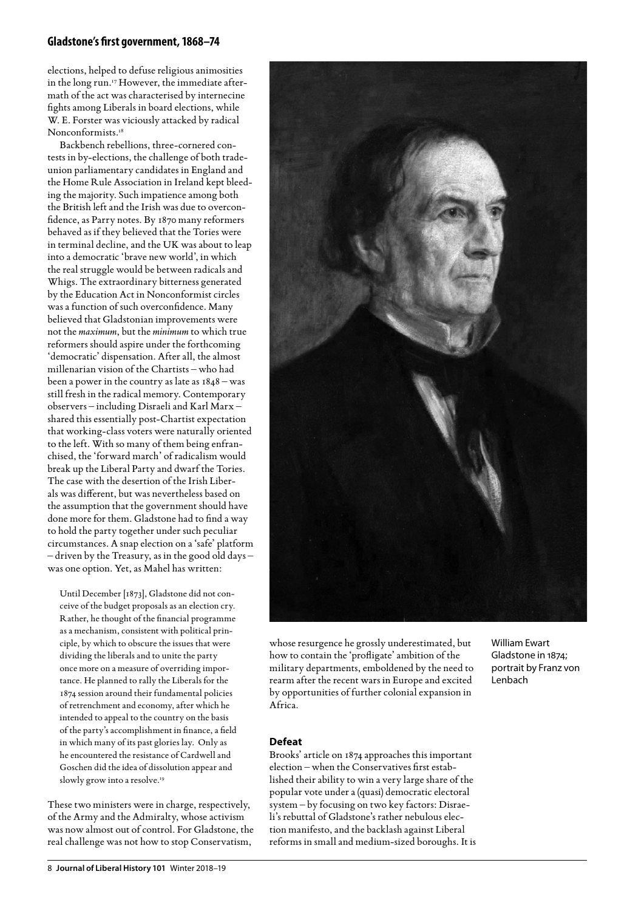elections, helped to defuse religious animosities in the long run.[17] However, the immediate aftermath of the act was characterised by internecine fights among Liberals in board elections, while W. E. Forster was viciously attacked by radical Nonconformists.[18]

Backbench rebellions, three-cornered contests in by-elections, the challenge of both trade-union parliamentary candidates in England and the Home Rule Association in Ireland kept bleeding the majority. Such impatience among both the British left and the Irish was due to overconfidence, as Parry notes. By 1870 many reformers behaved as if they believed that the Tories were in terminal decline, and the UK was about to leap into a democratic 'brave new world', in which the real struggle would be between radicals and Whigs. The extraordinary bitterness generated by the Education Act in Nonconformist circles was a function of such overconfidence. Many believed that Gladstonian improvements were not the *maximum*, but the *minimum* to which true reformers should aspire under the forthcoming 'democratic' dispensation. After all, the almost millenarian vision of the Chartists – who had been a power in the country as late as 1848 – was still fresh in the radical memory. Contemporary observers – including Disraeli and Karl Marx – shared this essentially post-Chartist expectation that working-class voters were naturally oriented to the left. With so many of them being enfranchised, the 'forward march' of radicalism would break up the Liberal Party and dwarf the Tories. The case with the desertion of the Irish Liberals was different, but was nevertheless based on the assumption that the government should have done more for them. Gladstone had to find a way to hold the party together under such peculiar circumstances. A snap election on a 'safe' platform – driven by the Treasury, as in the good old days – was one option. Yet, as Mahel has written:

> Until December [1873], Gladstone did not conceive of the budget proposals as an election cry. Rather, he thought of the financial programme as a mechanism, consistent with political principle, by which to obscure the issues that were dividing the liberals and to unite the party once more on a measure of overriding importance. He planned to rally the Liberals for the 1874 session around their fundamental policies of retrenchment and economy, after which he intended to appeal to the country on the basis of the party's accomplishment in finance, a field in which many of its past glories lay. Only as he encountered the resistance of Cardwell and Goschen did the idea of dissolution appear and slowly grow into a resolve.[19]

These two ministers were in charge, respectively, of the Army and the Admiralty, whose activism was now almost out of control. For Gladstone, the real challenge was not how to stop Conservatism, whose resurgence he grossly underestimated, but how to contain the 'profligate' ambition of the military departments, emboldened by the need to rearm after the recent wars in Europe and excited by opportunities of further colonial expansion in Africa.

William Ewart Gladstone in 1874; portrait by Franz von Lenbach

### Defeat

Brooks' article on 1874 approaches this important election – when the Conservatives first established their ability to win a very large share of the popular vote under a (quasi) democratic electoral system – by focusing on two key factors: Disraeli's rebuttal of Gladstone's rather nebulous election manifesto, and the backlash against Liberal reforms in small and medium-sized boroughs. It is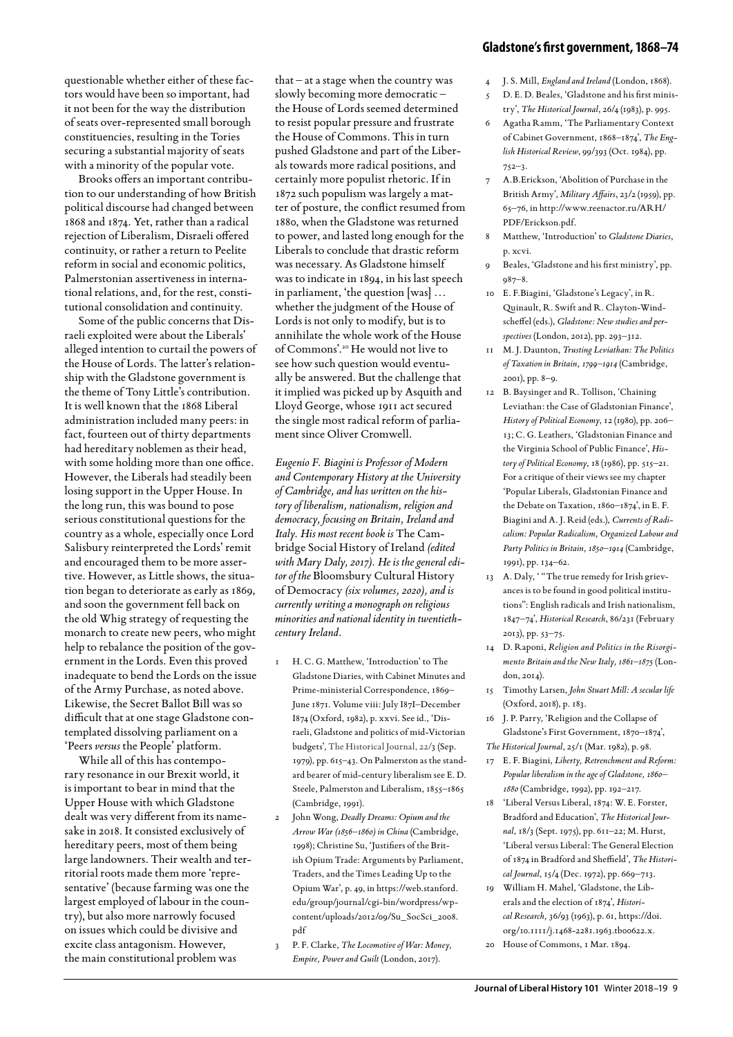questionable whether either of these factors would have been so important, had it not been for the way the distribution of seats over-represented small borough constituencies, resulting in the Tories securing a substantial majority of seats with a minority of the popular vote.

Brooks offers an important contribution to our understanding of how British political discourse had changed between 1868 and 1874. Yet, rather than a radical rejection of Liberalism, Disraeli offered continuity, or rather a return to Peelite reform in social and economic politics, Palmerstonian assertiveness in international relations, and, for the rest, constitutional consolidation and continuity.

Some of the public concerns that Disraeli exploited were about the Liberals' alleged intention to curtail the powers of the House of Lords. The latter's relationship with the Gladstone government is the theme of Tony Little's contribution. It is well known that the 1868 Liberal administration included many peers: in fact, fourteen out of thirty departments had hereditary noblemen as their head, with some holding more than one office. However, the Liberals had steadily been losing support in the Upper House. In the long run, this was bound to pose serious constitutional questions for the country as a whole, especially once Lord Salisbury reinterpreted the Lords' remit and encouraged them to be more assertive. However, as Little shows, the situation began to deteriorate as early as 1869, and soon the government fell back on the old Whig strategy of requesting the monarch to create new peers, who might help to rebalance the position of the government in the Lords. Even this proved inadequate to bend the Lords on the issue of the Army Purchase, as noted above. Likewise, the Secret Ballot Bill was so difficult that at one stage Gladstone contemplated dissolving parliament on a 'Peers *versus* the People' platform.

While all of this has contemporary resonance in our Brexit world, it is important to bear in mind that the Upper House with which Gladstone dealt was very different from its namesake in 2018. It consisted exclusively of hereditary peers, most of them being large landowners. Their wealth and territorial roots made them more 'representative' (because farming was one the largest employed of labour in the country), but also more narrowly focused on issues which could be divisive and excite class antagonism. However, the main constitutional problem was that – at a stage when the country was slowly becoming more democratic – the House of Lords seemed determined to resist popular pressure and frustrate the House of Commons. This in turn pushed Gladstone and part of the Liberals towards more radical positions, and certainly more populist rhetoric. If in 1872 such populism was largely a matter of posture, the conflict resumed from 1880, when the Gladstone was returned to power, and lasted long enough for the Liberals to conclude that drastic reform was necessary. As Gladstone himself was to indicate in 1894, in his last speech in parliament, 'the question [was] … whether the judgment of the House of Lords is not only to modify, but is to annihilate the whole work of the House of Commons'.[20] He would not live to see how such question would eventually be answered. But the challenge that it implied was picked up by Asquith and Lloyd George, whose 1911 act secured the single most radical reform of parliament since Oliver Cromwell.

*Eugenio F. Biagini is Professor of Modern and Contemporary History at the University of Cambridge, and has written on the history of liberalism, nationalism, religion and democracy, focusing on Britain, Ireland and Italy. His most recent book is* The Cambridge Social History of Ireland *(edited with Mary Daly, 2017). He is the general editor of the* Bloomsbury Cultural History of Democracy *(six volumes, 2020), and is currently writing a monograph on religious minorities and national identity in twentieth-century Ireland.*

1. H. C. G. Matthew, 'Introduction' to The Gladstone Diaries, with Cabinet Minutes and Prime-ministerial Correspondence, 1869–June 1871. Volume viii: July 1871–December 1874 (Oxford, 1982), p. xxvi. See id., 'Disraeli, Gladstone and politics of mid-Victorian budgets', The Historical Journal, 22/3 (Sep. 1979), pp. 615–43. On Palmerston as the standard bearer of mid-century liberalism see E. D. Steele, Palmerston and Liberalism, 1855–1865 (Cambridge, 1991).
2. John Wong, *Deadly Dreams: Opium and the Arrow War (1856–1860) in China* (Cambridge, 1998); Christine Su, 'Justifiers of the British Opium Trade: Arguments by Parliament, Traders, and the Times Leading Up to the Opium War', p. 49, in https://web.stanford.edu/group/journal/cgi-bin/wordpress/wp-content/uploads/2012/09/Su_SocSci_2008.pdf
3. P. F. Clarke, *The Locomotive of War: Money, Empire, Power and Guilt* (London, 2017).
4. J. S. Mill, *England and Ireland* (London, 1868).
5. D. E. D. Beales, 'Gladstone and his first ministry', *The Historical Journal*, 26/4 (1983), p. 995.
6. Agatha Ramm, 'The Parliamentary Context of Cabinet Government, 1868–1874', *The English Historical Review*, 99/393 (Oct. 1984), pp. 752–3.
7. A.B.Erickson, 'Abolition of Purchase in the British Army', *Military Affairs*, 23/2 (1959), pp. 65–76, in http://www.reenactor.ru/ARH/PDF/Erickson.pdf.
8. Matthew, 'Introduction' to *Gladstone Diaries*, p. xcvi.
9. Beales, 'Gladstone and his first ministry', pp. 987–8.
10. E. F.Biagini, 'Gladstone's Legacy', in R. Quinault, R. Swift and R. Clayton-Windscheffel (eds.), *Gladstone: New studies and perspectives* (London, 2012), pp. 293–312.
11. M. J. Daunton, *Trusting Leviathan: The Politics of Taxation in Britain, 1799–1914* (Cambridge, 2001), pp. 8–9.
12. B. Baysinger and R. Tollison, 'Chaining Leviathan: the Case of Gladstonian Finance', *History of Political Economy*, 12 (1980), pp. 206–13; C. G. Leathers, 'Gladstonian Finance and the Virginia School of Public Finance', *History of Political Economy*, 18 (1986), pp. 515–21. For a critique of their views see my chapter 'Popular Liberals, Gladstonian Finance and the Debate on Taxation, 1860–1874', in E. F. Biagini and A. J. Reid (eds.), *Currents of Radicalism: Popular Radicalism, Organized Labour and Party Politics in Britain, 1850–1914* (Cambridge, 1991), pp. 134–62.
13. A. Daly, '"The true remedy for Irish grievances is to be found in good political institutions": English radicals and Irish nationalism, 1847–74', *Historical Research*, 86/231 (February 2013), pp. 53–75.
14. D. Raponi, *Religion and Politics in the Risorgimento Britain and the New Italy, 1861–1875* (London, 2014).
15. Timothy Larsen, *John Stuart Mill: A secular life* (Oxford, 2018), p. 183.
16. J. P. Parry, 'Religion and the Collapse of Gladstone's First Government, 1870–1874', *The Historical Journal*, 25/1 (Mar. 1982), p. 98.
17. E. F. Biagini, *Liberty, Retrenchment and Reform: Popular liberalism in the age of Gladstone, 1860–1880* (Cambridge, 1992), pp. 192–217.
18. 'Liberal Versus Liberal, 1874: W. E. Forster, Bradford and Education', *The Historical Journal*, 18/3 (Sept. 1975), pp. 611–22; M. Hurst, 'Liberal versus Liberal: The General Election of 1874 in Bradford and Sheffield', *The Historical Journal*, 15/4 (Dec. 1972), pp. 669–713.
19. William H. Mahel, 'Gladstone, the Liberals and the election of 1874', *Historical Research*, 36/93 (1963), p. 61, https://doi.org/10.1111/j.1468-2281.1963.tb00622.x.
20. House of Commons, 1 Mar. 1894.